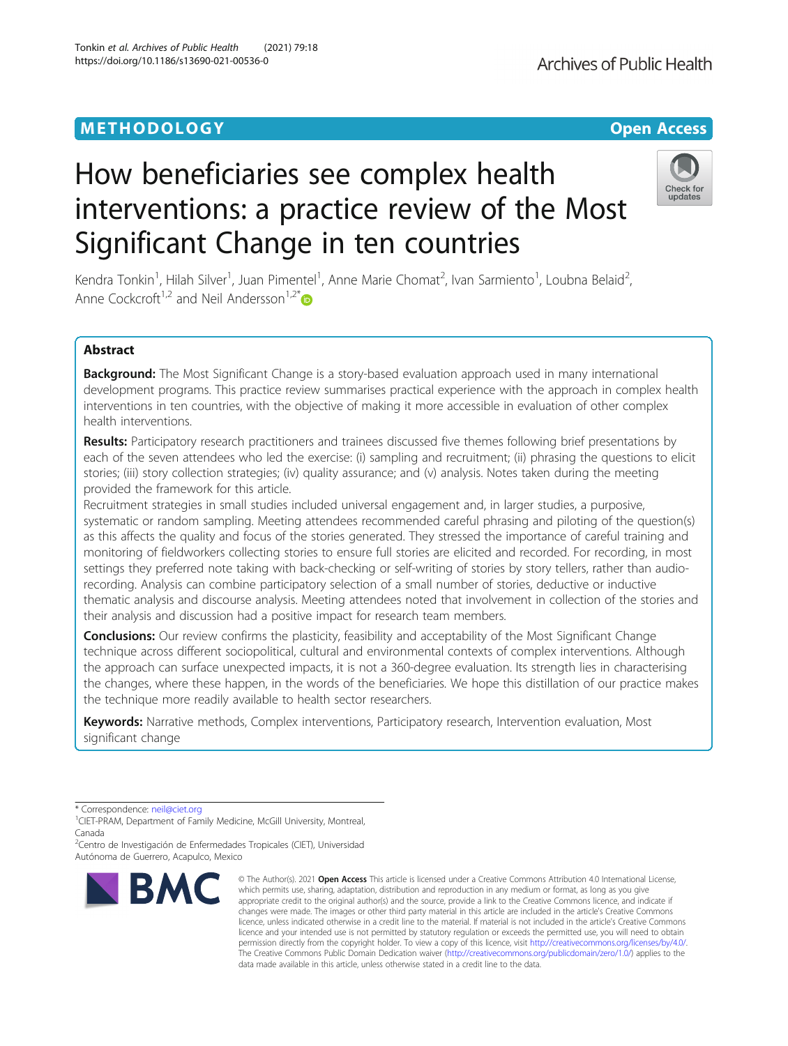METHODOLOGY

Open Access

# How beneficiaries see complex health interventions: a practice review of the Most Significant Change in ten countries

Kendra Tonkin[1], Hilah Silver[1], Juan Pimentel[1], Anne Marie Chomat[2], Ivan Sarmiento[1], Loubna Belaid[2], Anne Cockcroft[1,2] and Neil Andersson[1,2*]

## Abstract

**Background:** The Most Significant Change is a story-based evaluation approach used in many international development programs. This practice review summarises practical experience with the approach in complex health interventions in ten countries, with the objective of making it more accessible in evaluation of other complex health interventions.

**Results:** Participatory research practitioners and trainees discussed five themes following brief presentations by each of the seven attendees who led the exercise: (i) sampling and recruitment; (ii) phrasing the questions to elicit stories; (iii) story collection strategies; (iv) quality assurance; and (v) analysis. Notes taken during the meeting provided the framework for this article.

Recruitment strategies in small studies included universal engagement and, in larger studies, a purposive, systematic or random sampling. Meeting attendees recommended careful phrasing and piloting of the question(s) as this affects the quality and focus of the stories generated. They stressed the importance of careful training and monitoring of fieldworkers collecting stories to ensure full stories are elicited and recorded. For recording, in most settings they preferred note taking with back-checking or self-writing of stories by story tellers, rather than audio-recording. Analysis can combine participatory selection of a small number of stories, deductive or inductive thematic analysis and discourse analysis. Meeting attendees noted that involvement in collection of the stories and their analysis and discussion had a positive impact for research team members.

**Conclusions:** Our review confirms the plasticity, feasibility and acceptability of the Most Significant Change technique across different sociopolitical, cultural and environmental contexts of complex interventions. Although the approach can surface unexpected impacts, it is not a 360-degree evaluation. Its strength lies in characterising the changes, where these happen, in the words of the beneficiaries. We hope this distillation of our practice makes the technique more readily available to health sector researchers.

**Keywords:** Narrative methods, Complex interventions, Participatory research, Intervention evaluation, Most significant change

\* Correspondence: neil@ciet.org
[1]CIET-PRAM, Department of Family Medicine, McGill University, Montreal, Canada
[2]Centro de Investigación de Enfermedades Tropicales (CIET), Universidad Autónoma de Guerrero, Acapulco, Mexico

© The Author(s). 2021 **Open Access** This article is licensed under a Creative Commons Attribution 4.0 International License, which permits use, sharing, adaptation, distribution and reproduction in any medium or format, as long as you give appropriate credit to the original author(s) and the source, provide a link to the Creative Commons licence, and indicate if changes were made. The images or other third party material in this article are included in the article's Creative Commons licence, unless indicated otherwise in a credit line to the material. If material is not included in the article's Creative Commons licence and your intended use is not permitted by statutory regulation or exceeds the permitted use, you will need to obtain permission directly from the copyright holder. To view a copy of this licence, visit http://creativecommons.org/licenses/by/4.0/. The Creative Commons Public Domain Dedication waiver (http://creativecommons.org/publicdomain/zero/1.0/) applies to the data made available in this article, unless otherwise stated in a credit line to the data.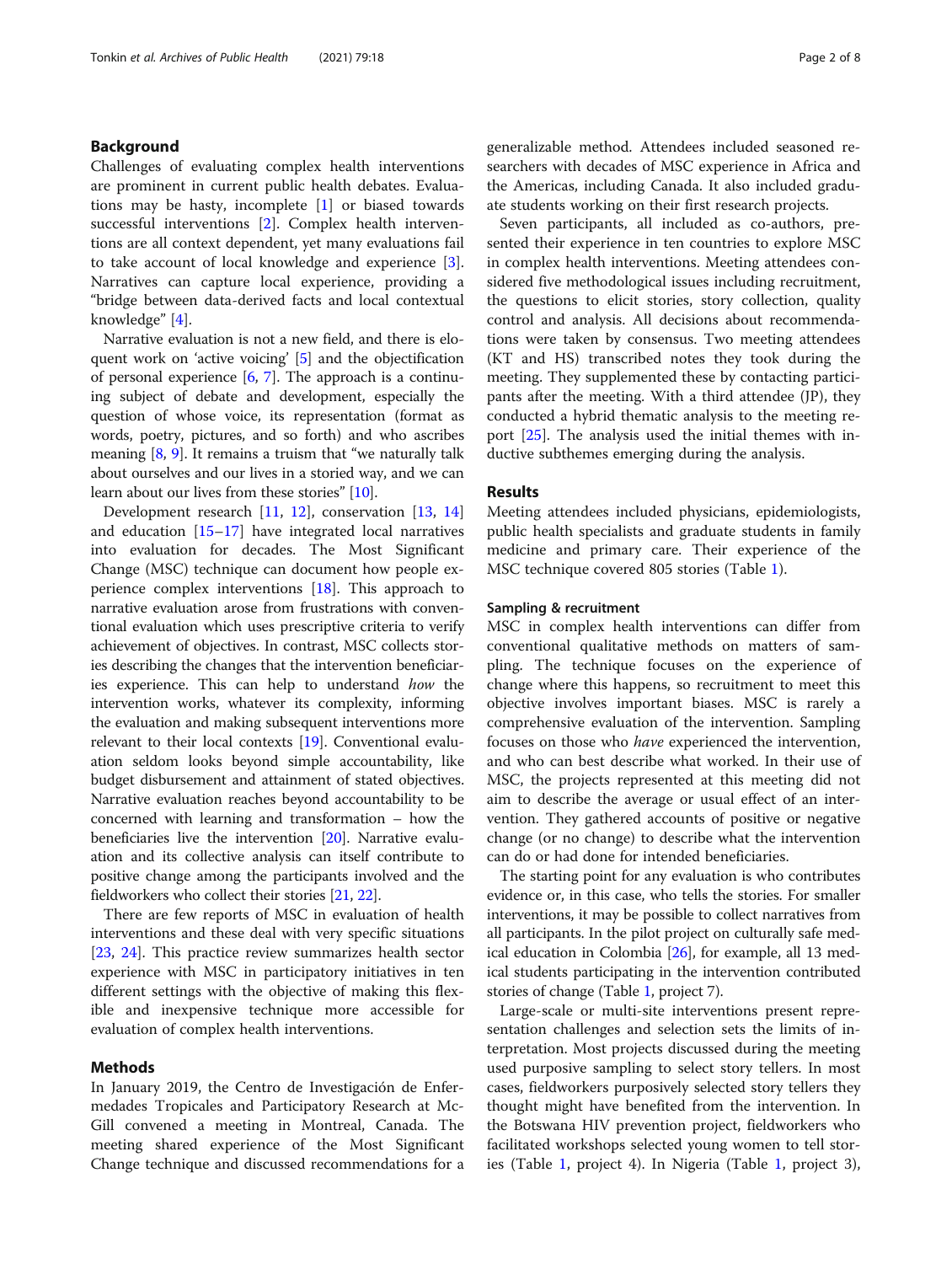## Background

Challenges of evaluating complex health interventions are prominent in current public health debates. Evaluations may be hasty, incomplete [1] or biased towards successful interventions [2]. Complex health interventions are all context dependent, yet many evaluations fail to take account of local knowledge and experience [3]. Narratives can capture local experience, providing a "bridge between data-derived facts and local contextual knowledge" [4].

Narrative evaluation is not a new field, and there is eloquent work on 'active voicing' [5] and the objectification of personal experience [6, 7]. The approach is a continuing subject of debate and development, especially the question of whose voice, its representation (format as words, poetry, pictures, and so forth) and who ascribes meaning [8, 9]. It remains a truism that "we naturally talk about ourselves and our lives in a storied way, and we can learn about our lives from these stories" [10].

Development research [11, 12], conservation [13, 14] and education [15–17] have integrated local narratives into evaluation for decades. The Most Significant Change (MSC) technique can document how people experience complex interventions [18]. This approach to narrative evaluation arose from frustrations with conventional evaluation which uses prescriptive criteria to verify achievement of objectives. In contrast, MSC collects stories describing the changes that the intervention beneficiaries experience. This can help to understand *how* the intervention works, whatever its complexity, informing the evaluation and making subsequent interventions more relevant to their local contexts [19]. Conventional evaluation seldom looks beyond simple accountability, like budget disbursement and attainment of stated objectives. Narrative evaluation reaches beyond accountability to be concerned with learning and transformation – how the beneficiaries live the intervention [20]. Narrative evaluation and its collective analysis can itself contribute to positive change among the participants involved and the fieldworkers who collect their stories [21, 22].

There are few reports of MSC in evaluation of health interventions and these deal with very specific situations [23, 24]. This practice review summarizes health sector experience with MSC in participatory initiatives in ten different settings with the objective of making this flexible and inexpensive technique more accessible for evaluation of complex health interventions.

## Methods

In January 2019, the Centro de Investigación de Enfermedades Tropicales and Participatory Research at McGill convened a meeting in Montreal, Canada. The meeting shared experience of the Most Significant Change technique and discussed recommendations for a generalizable method. Attendees included seasoned researchers with decades of MSC experience in Africa and the Americas, including Canada. It also included graduate students working on their first research projects.

Seven participants, all included as co-authors, presented their experience in ten countries to explore MSC in complex health interventions. Meeting attendees considered five methodological issues including recruitment, the questions to elicit stories, story collection, quality control and analysis. All decisions about recommendations were taken by consensus. Two meeting attendees (KT and HS) transcribed notes they took during the meeting. They supplemented these by contacting participants after the meeting. With a third attendee (JP), they conducted a hybrid thematic analysis to the meeting report [25]. The analysis used the initial themes with inductive subthemes emerging during the analysis.

## Results

Meeting attendees included physicians, epidemiologists, public health specialists and graduate students in family medicine and primary care. Their experience of the MSC technique covered 805 stories (Table 1).

### Sampling & recruitment

MSC in complex health interventions can differ from conventional qualitative methods on matters of sampling. The technique focuses on the experience of change where this happens, so recruitment to meet this objective involves important biases. MSC is rarely a comprehensive evaluation of the intervention. Sampling focuses on those who *have* experienced the intervention, and who can best describe what worked. In their use of MSC, the projects represented at this meeting did not aim to describe the average or usual effect of an intervention. They gathered accounts of positive or negative change (or no change) to describe what the intervention can do or had done for intended beneficiaries.

The starting point for any evaluation is who contributes evidence or, in this case, who tells the stories. For smaller interventions, it may be possible to collect narratives from all participants. In the pilot project on culturally safe medical education in Colombia [26], for example, all 13 medical students participating in the intervention contributed stories of change (Table 1, project 7).

Large-scale or multi-site interventions present representation challenges and selection sets the limits of interpretation. Most projects discussed during the meeting used purposive sampling to select story tellers. In most cases, fieldworkers purposively selected story tellers they thought might have benefited from the intervention. In the Botswana HIV prevention project, fieldworkers who facilitated workshops selected young women to tell stories (Table 1, project 4). In Nigeria (Table 1, project 3),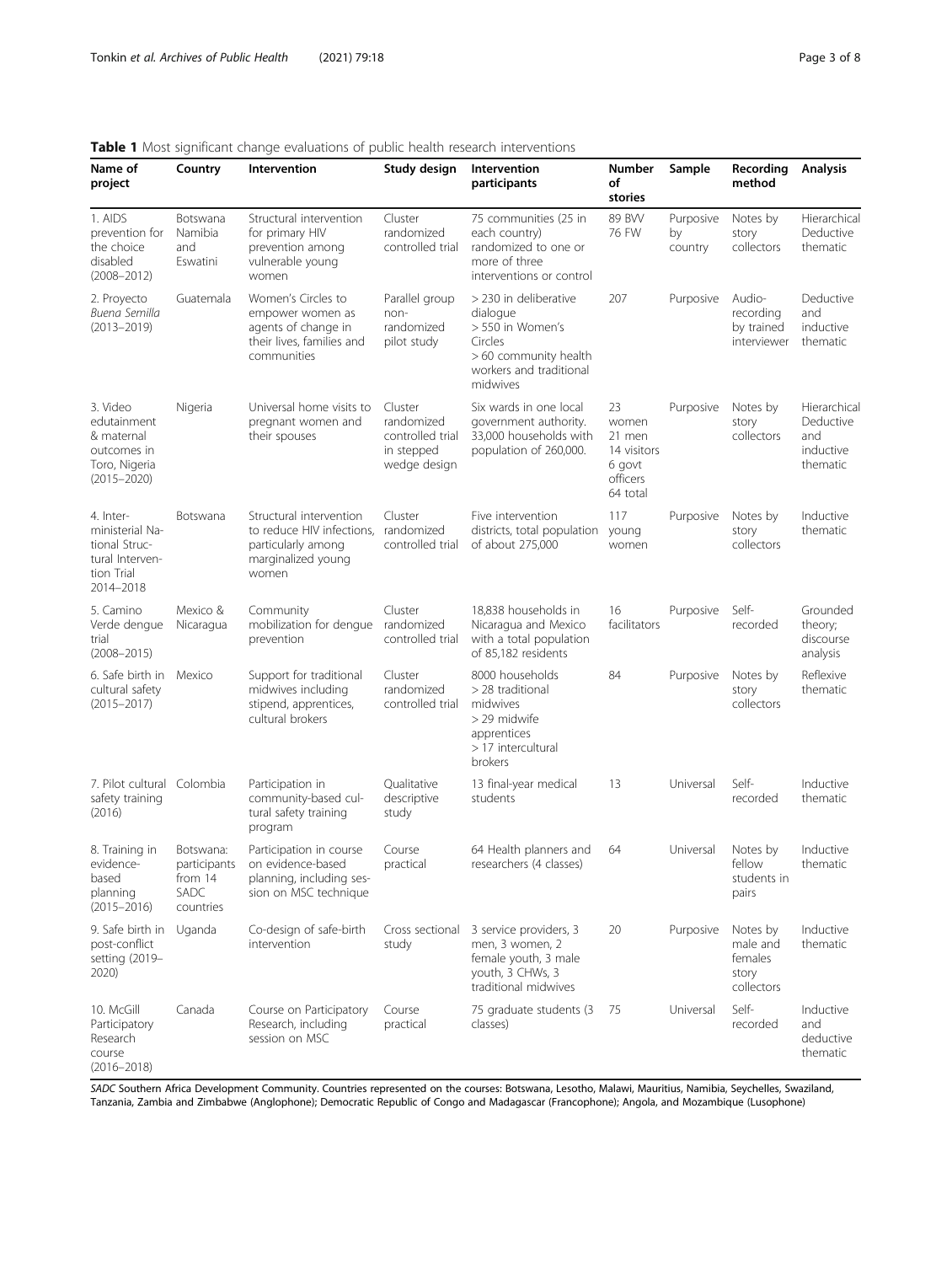**Table 1** Most significant change evaluations of public health research interventions

| Name of project | Country | Intervention | Study design | Intervention participants | Number of stories | Sample | Recording method | Analysis |
|---|---|---|---|---|---|---|---|---|
| 1. AIDS prevention for the choice disabled (2008–2012) | Botswana Namibia and Eswatini | Structural intervention for primary HIV prevention among vulnerable young women | Cluster randomized controlled trial | 75 communities (25 in each country) randomized to one or more of three interventions or control | 89 BW 76 FW | Purposive by country | Notes by story collectors | Hierarchical Deductive thematic |
| 2. Proyecto *Buena Semilla* (2013–2019) | Guatemala | Women's Circles to empower women as agents of change in their lives, families and communities | Parallel group non-randomized pilot study | > 230 in deliberative dialogue > 550 in Women's Circles > 60 community health workers and traditional midwives | 207 | Purposive | Audio-recording by trained interviewer | Deductive and inductive thematic |
| 3. Video edutainment & maternal outcomes in Toro, Nigeria (2015–2020) | Nigeria | Universal home visits to pregnant women and their spouses | Cluster randomized controlled trial in stepped wedge design | Six wards in one local government authority. 33,000 households with population of 260,000. | 23 women 21 men 14 visitors 6 govt officers 64 total | Purposive | Notes by story collectors | Hierarchical Deductive and inductive thematic |
| 4. Inter-ministerial National Structural Intervention Trial 2014–2018 | Botswana | Structural intervention to reduce HIV infections, particularly among marginalized young women | Cluster randomized controlled trial | Five intervention districts, total population of about 275,000 | 117 young women | Purposive | Notes by story collectors | Inductive thematic |
| 5. Camino Verde dengue trial (2008–2015) | Mexico & Nicaragua | Community mobilization for dengue prevention | Cluster randomized controlled trial | 18,838 households in Nicaragua and Mexico with a total population of 85,182 residents | 16 facilitators | Purposive | Self-recorded | Grounded theory; discourse analysis |
| 6. Safe birth in cultural safety (2015–2017) | Mexico | Support for traditional midwives including stipend, apprentices, cultural brokers | Cluster randomized controlled trial | 8000 households > 28 traditional midwives > 29 midwife apprentices > 17 intercultural brokers | 84 | Purposive | Notes by story collectors | Reflexive thematic |
| 7. Pilot cultural safety training (2016) | Colombia | Participation in community-based cultural safety training program | Qualitative descriptive study | 13 final-year medical students | 13 | Universal | Self-recorded | Inductive thematic |
| 8. Training in evidence-based planning (2015–2016) | Botswana: participants from 14 SADC countries | Participation in course on evidence-based planning, including session on MSC technique | Course practical | 64 Health planners and researchers (4 classes) | 64 | Universal | Notes by fellow students in pairs | Inductive thematic |
| 9. Safe birth in post-conflict setting (2019–2020) | Uganda | Co-design of safe-birth intervention | Cross sectional study | 3 service providers, 3 men, 3 women, 2 female youth, 3 male youth, 3 CHWs, 3 traditional midwives | 20 | Purposive | Notes by male and females story collectors | Inductive thematic |
| 10. McGill Participatory Research course (2016–2018) | Canada | Course on Participatory Research, including session on MSC | Course practical | 75 graduate students (3 classes) | 75 | Universal | Self-recorded | Inductive and deductive thematic |

*SADC* Southern Africa Development Community. Countries represented on the courses: Botswana, Lesotho, Malawi, Mauritius, Namibia, Seychelles, Swaziland, Tanzania, Zambia and Zimbabwe (Anglophone); Democratic Republic of Congo and Madagascar (Francophone); Angola, and Mozambique (Lusophone)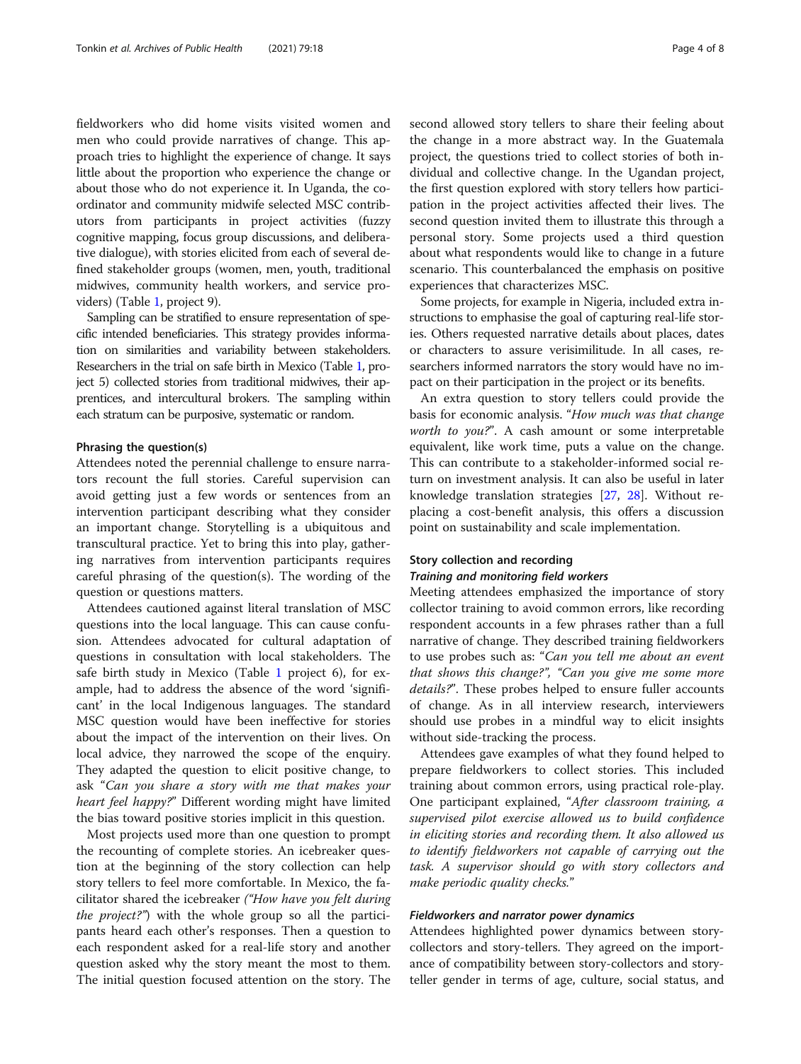fieldworkers who did home visits visited women and men who could provide narratives of change. This approach tries to highlight the experience of change. It says little about the proportion who experience the change or about those who do not experience it. In Uganda, the coordinator and community midwife selected MSC contributors from participants in project activities (fuzzy cognitive mapping, focus group discussions, and deliberative dialogue), with stories elicited from each of several defined stakeholder groups (women, men, youth, traditional midwives, community health workers, and service providers) (Table 1, project 9).

Sampling can be stratified to ensure representation of specific intended beneficiaries. This strategy provides information on similarities and variability between stakeholders. Researchers in the trial on safe birth in Mexico (Table 1, project 5) collected stories from traditional midwives, their apprentices, and intercultural brokers. The sampling within each stratum can be purposive, systematic or random.

### Phrasing the question(s)

Attendees noted the perennial challenge to ensure narrators recount the full stories. Careful supervision can avoid getting just a few words or sentences from an intervention participant describing what they consider an important change. Storytelling is a ubiquitous and transcultural practice. Yet to bring this into play, gathering narratives from intervention participants requires careful phrasing of the question(s). The wording of the question or questions matters.

Attendees cautioned against literal translation of MSC questions into the local language. This can cause confusion. Attendees advocated for cultural adaptation of questions in consultation with local stakeholders. The safe birth study in Mexico (Table 1 project 6), for example, had to address the absence of the word 'significant' in the local Indigenous languages. The standard MSC question would have been ineffective for stories about the impact of the intervention on their lives. On local advice, they narrowed the scope of the enquiry. They adapted the question to elicit positive change, to ask "*Can you share a story with me that makes your heart feel happy?*" Different wording might have limited the bias toward positive stories implicit in this question.

Most projects used more than one question to prompt the recounting of complete stories. An icebreaker question at the beginning of the story collection can help story tellers to feel more comfortable. In Mexico, the facilitator shared the icebreaker *("How have you felt during the project?")* with the whole group so all the participants heard each other's responses. Then a question to each respondent asked for a real-life story and another question asked why the story meant the most to them. The initial question focused attention on the story. The second allowed story tellers to share their feeling about the change in a more abstract way. In the Guatemala project, the questions tried to collect stories of both individual and collective change. In the Ugandan project, the first question explored with story tellers how participation in the project activities affected their lives. The second question invited them to illustrate this through a personal story. Some projects used a third question about what respondents would like to change in a future scenario. This counterbalanced the emphasis on positive experiences that characterizes MSC.

Some projects, for example in Nigeria, included extra instructions to emphasise the goal of capturing real-life stories. Others requested narrative details about places, dates or characters to assure verisimilitude. In all cases, researchers informed narrators the story would have no impact on their participation in the project or its benefits.

An extra question to story tellers could provide the basis for economic analysis. "*How much was that change worth to you?*". A cash amount or some interpretable equivalent, like work time, puts a value on the change. This can contribute to a stakeholder-informed social return on investment analysis. It can also be useful in later knowledge translation strategies [27, 28]. Without replacing a cost-benefit analysis, this offers a discussion point on sustainability and scale implementation.

## Story collection and recording

### *Training and monitoring field workers*

Meeting attendees emphasized the importance of story collector training to avoid common errors, like recording respondent accounts in a few phrases rather than a full narrative of change. They described training fieldworkers to use probes such as: "*Can you tell me about an event that shows this change?*", "*Can you give me some more details?*". These probes helped to ensure fuller accounts of change. As in all interview research, interviewers should use probes in a mindful way to elicit insights without side-tracking the process.

Attendees gave examples of what they found helped to prepare fieldworkers to collect stories. This included training about common errors, using practical role-play. One participant explained, "*After classroom training, a supervised pilot exercise allowed us to build confidence in eliciting stories and recording them. It also allowed us to identify fieldworkers not capable of carrying out the task. A supervisor should go with story collectors and make periodic quality checks.*"

### *Fieldworkers and narrator power dynamics*

Attendees highlighted power dynamics between story-collectors and story-tellers. They agreed on the importance of compatibility between story-collectors and story-teller gender in terms of age, culture, social status, and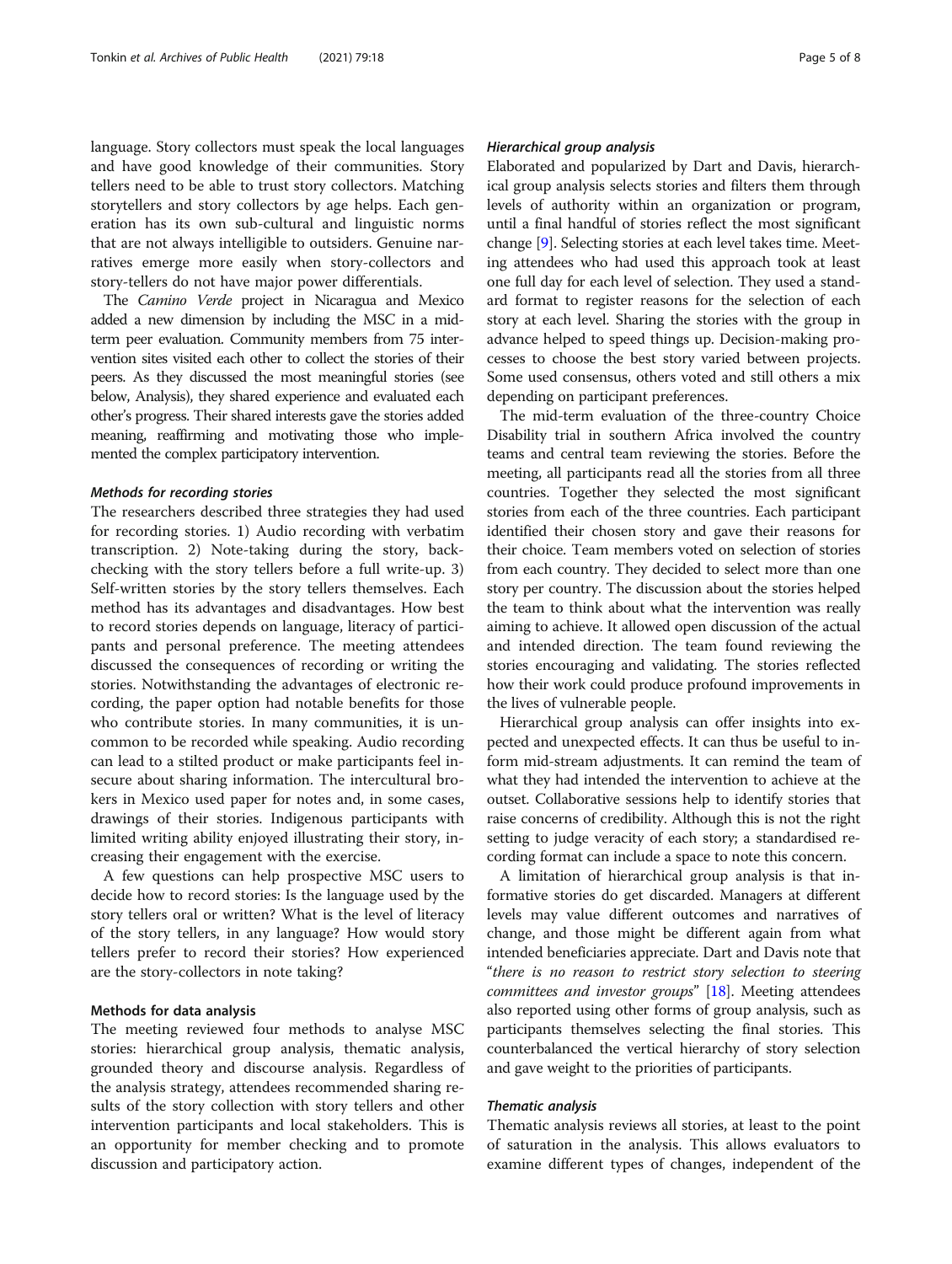language. Story collectors must speak the local languages and have good knowledge of their communities. Story tellers need to be able to trust story collectors. Matching storytellers and story collectors by age helps. Each generation has its own sub-cultural and linguistic norms that are not always intelligible to outsiders. Genuine narratives emerge more easily when story-collectors and story-tellers do not have major power differentials.

The *Camino Verde* project in Nicaragua and Mexico added a new dimension by including the MSC in a mid-term peer evaluation. Community members from 75 intervention sites visited each other to collect the stories of their peers. As they discussed the most meaningful stories (see below, Analysis), they shared experience and evaluated each other's progress. Their shared interests gave the stories added meaning, reaffirming and motivating those who implemented the complex participatory intervention.

#### Methods for recording stories

The researchers described three strategies they had used for recording stories. 1) Audio recording with verbatim transcription. 2) Note-taking during the story, back-checking with the story tellers before a full write-up. 3) Self-written stories by the story tellers themselves. Each method has its advantages and disadvantages. How best to record stories depends on language, literacy of participants and personal preference. The meeting attendees discussed the consequences of recording or writing the stories. Notwithstanding the advantages of electronic recording, the paper option had notable benefits for those who contribute stories. In many communities, it is uncommon to be recorded while speaking. Audio recording can lead to a stilted product or make participants feel insecure about sharing information. The intercultural brokers in Mexico used paper for notes and, in some cases, drawings of their stories. Indigenous participants with limited writing ability enjoyed illustrating their story, increasing their engagement with the exercise.

A few questions can help prospective MSC users to decide how to record stories: Is the language used by the story tellers oral or written? What is the level of literacy of the story tellers, in any language? How would story tellers prefer to record their stories? How experienced are the story-collectors in note taking?

### Methods for data analysis

The meeting reviewed four methods to analyse MSC stories: hierarchical group analysis, thematic analysis, grounded theory and discourse analysis. Regardless of the analysis strategy, attendees recommended sharing results of the story collection with story tellers and other intervention participants and local stakeholders. This is an opportunity for member checking and to promote discussion and participatory action.

#### Hierarchical group analysis

Elaborated and popularized by Dart and Davis, hierarchical group analysis selects stories and filters them through levels of authority within an organization or program, until a final handful of stories reflect the most significant change [9]. Selecting stories at each level takes time. Meeting attendees who had used this approach took at least one full day for each level of selection. They used a standard format to register reasons for the selection of each story at each level. Sharing the stories with the group in advance helped to speed things up. Decision-making processes to choose the best story varied between projects. Some used consensus, others voted and still others a mix depending on participant preferences.

The mid-term evaluation of the three-country Choice Disability trial in southern Africa involved the country teams and central team reviewing the stories. Before the meeting, all participants read all the stories from all three countries. Together they selected the most significant stories from each of the three countries. Each participant identified their chosen story and gave their reasons for their choice. Team members voted on selection of stories from each country. They decided to select more than one story per country. The discussion about the stories helped the team to think about what the intervention was really aiming to achieve. It allowed open discussion of the actual and intended direction. The team found reviewing the stories encouraging and validating. The stories reflected how their work could produce profound improvements in the lives of vulnerable people.

Hierarchical group analysis can offer insights into expected and unexpected effects. It can thus be useful to inform mid-stream adjustments. It can remind the team of what they had intended the intervention to achieve at the outset. Collaborative sessions help to identify stories that raise concerns of credibility. Although this is not the right setting to judge veracity of each story; a standardised recording format can include a space to note this concern.

A limitation of hierarchical group analysis is that informative stories do get discarded. Managers at different levels may value different outcomes and narratives of change, and those might be different again from what intended beneficiaries appreciate. Dart and Davis note that "*there is no reason to restrict story selection to steering committees and investor groups*" [18]. Meeting attendees also reported using other forms of group analysis, such as participants themselves selecting the final stories. This counterbalanced the vertical hierarchy of story selection and gave weight to the priorities of participants.

#### Thematic analysis

Thematic analysis reviews all stories, at least to the point of saturation in the analysis. This allows evaluators to examine different types of changes, independent of the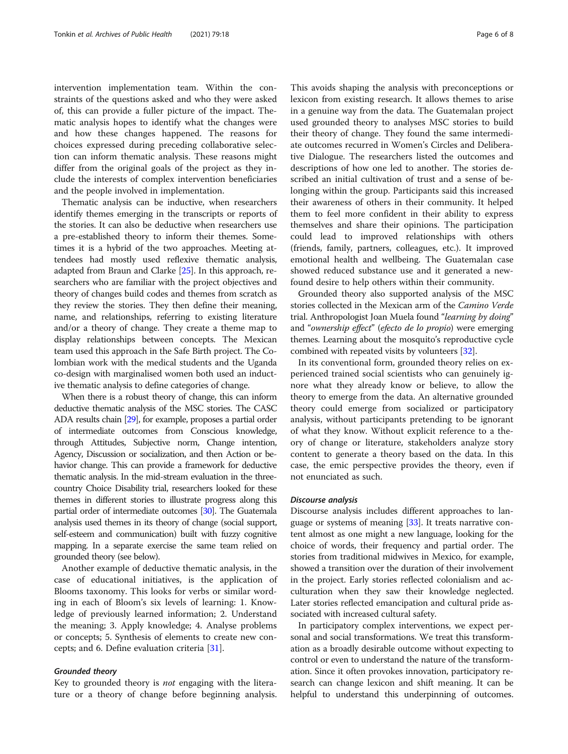intervention implementation team. Within the constraints of the questions asked and who they were asked of, this can provide a fuller picture of the impact. Thematic analysis hopes to identify what the changes were and how these changes happened. The reasons for choices expressed during preceding collaborative selection can inform thematic analysis. These reasons might differ from the original goals of the project as they include the interests of complex intervention beneficiaries and the people involved in implementation.

Thematic analysis can be inductive, when researchers identify themes emerging in the transcripts or reports of the stories. It can also be deductive when researchers use a pre-established theory to inform their themes. Sometimes it is a hybrid of the two approaches. Meeting attendees had mostly used reflexive thematic analysis, adapted from Braun and Clarke [25]. In this approach, researchers who are familiar with the project objectives and theory of changes build codes and themes from scratch as they review the stories. They then define their meaning, name, and relationships, referring to existing literature and/or a theory of change. They create a theme map to display relationships between concepts. The Mexican team used this approach in the Safe Birth project. The Colombian work with the medical students and the Uganda co-design with marginalised women both used an inductive thematic analysis to define categories of change.

When there is a robust theory of change, this can inform deductive thematic analysis of the MSC stories. The CASC ADA results chain [29], for example, proposes a partial order of intermediate outcomes from Conscious knowledge, through Attitudes, Subjective norm, Change intention, Agency, Discussion or socialization, and then Action or behavior change. This can provide a framework for deductive thematic analysis. In the mid-stream evaluation in the three-country Choice Disability trial, researchers looked for these themes in different stories to illustrate progress along this partial order of intermediate outcomes [30]. The Guatemala analysis used themes in its theory of change (social support, self-esteem and communication) built with fuzzy cognitive mapping. In a separate exercise the same team relied on grounded theory (see below).

Another example of deductive thematic analysis, in the case of educational initiatives, is the application of Blooms taxonomy. This looks for verbs or similar wording in each of Bloom's six levels of learning: 1. Knowledge of previously learned information; 2. Understand the meaning; 3. Apply knowledge; 4. Analyse problems or concepts; 5. Synthesis of elements to create new concepts; and 6. Define evaluation criteria [31].

### Grounded theory

Key to grounded theory is *not* engaging with the literature or a theory of change before beginning analysis. This avoids shaping the analysis with preconceptions or lexicon from existing research. It allows themes to arise in a genuine way from the data. The Guatemalan project used grounded theory to analyses MSC stories to build their theory of change. They found the same intermediate outcomes recurred in Women's Circles and Deliberative Dialogue. The researchers listed the outcomes and descriptions of how one led to another. The stories described an initial cultivation of trust and a sense of belonging within the group. Participants said this increased their awareness of others in their community. It helped them to feel more confident in their ability to express themselves and share their opinions. The participation could lead to improved relationships with others (friends, family, partners, colleagues, etc.). It improved emotional health and wellbeing. The Guatemalan case showed reduced substance use and it generated a newfound desire to help others within their community.

Grounded theory also supported analysis of the MSC stories collected in the Mexican arm of the *Camino Verde* trial. Anthropologist Joan Muela found "*learning by doing*" and "*ownership effect*" (*efecto de lo propio*) were emerging themes. Learning about the mosquito's reproductive cycle combined with repeated visits by volunteers [32].

In its conventional form, grounded theory relies on experienced trained social scientists who can genuinely ignore what they already know or believe, to allow the theory to emerge from the data. An alternative grounded theory could emerge from socialized or participatory analysis, without participants pretending to be ignorant of what they know. Without explicit reference to a theory of change or literature, stakeholders analyze story content to generate a theory based on the data. In this case, the emic perspective provides the theory, even if not enunciated as such.

### Discourse analysis

Discourse analysis includes different approaches to language or systems of meaning [33]. It treats narrative content almost as one might a new language, looking for the choice of words, their frequency and partial order. The stories from traditional midwives in Mexico, for example, showed a transition over the duration of their involvement in the project. Early stories reflected colonialism and acculturation when they saw their knowledge neglected. Later stories reflected emancipation and cultural pride associated with increased cultural safety.

In participatory complex interventions, we expect personal and social transformations. We treat this transformation as a broadly desirable outcome without expecting to control or even to understand the nature of the transformation. Since it often provokes innovation, participatory research can change lexicon and shift meaning. It can be helpful to understand this underpinning of outcomes.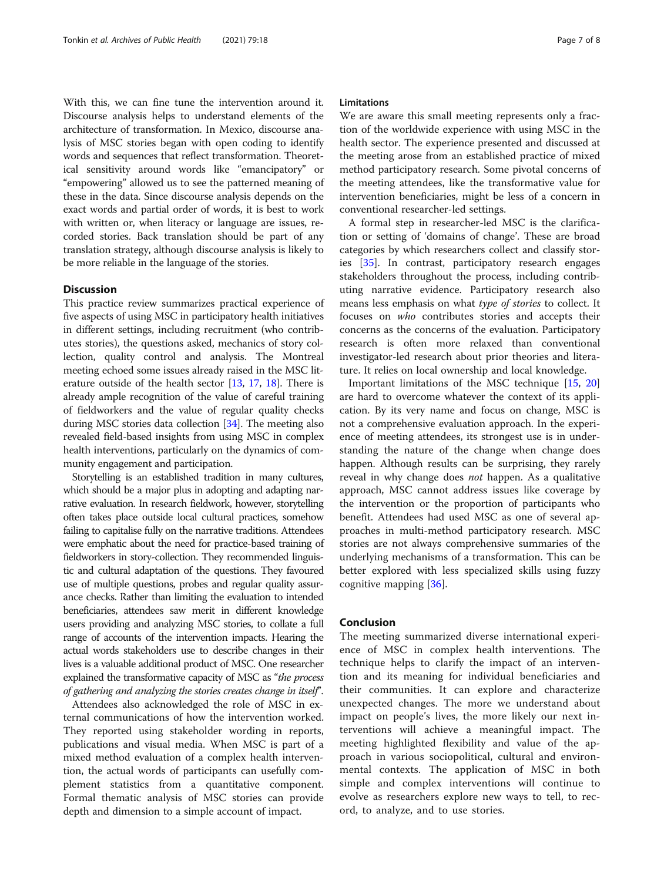With this, we can fine tune the intervention around it. Discourse analysis helps to understand elements of the architecture of transformation. In Mexico, discourse analysis of MSC stories began with open coding to identify words and sequences that reflect transformation. Theoretical sensitivity around words like "emancipatory" or "empowering" allowed us to see the patterned meaning of these in the data. Since discourse analysis depends on the exact words and partial order of words, it is best to work with written or, when literacy or language are issues, recorded stories. Back translation should be part of any translation strategy, although discourse analysis is likely to be more reliable in the language of the stories.

## Discussion

This practice review summarizes practical experience of five aspects of using MSC in participatory health initiatives in different settings, including recruitment (who contributes stories), the questions asked, mechanics of story collection, quality control and analysis. The Montreal meeting echoed some issues already raised in the MSC literature outside of the health sector [13, 17, 18]. There is already ample recognition of the value of careful training of fieldworkers and the value of regular quality checks during MSC stories data collection [34]. The meeting also revealed field-based insights from using MSC in complex health interventions, particularly on the dynamics of community engagement and participation.

Storytelling is an established tradition in many cultures, which should be a major plus in adopting and adapting narrative evaluation. In research fieldwork, however, storytelling often takes place outside local cultural practices, somehow failing to capitalise fully on the narrative traditions. Attendees were emphatic about the need for practice-based training of fieldworkers in story-collection. They recommended linguistic and cultural adaptation of the questions. They favoured use of multiple questions, probes and regular quality assurance checks. Rather than limiting the evaluation to intended beneficiaries, attendees saw merit in different knowledge users providing and analyzing MSC stories, to collate a full range of accounts of the intervention impacts. Hearing the actual words stakeholders use to describe changes in their lives is a valuable additional product of MSC. One researcher explained the transformative capacity of MSC as "*the process of gathering and analyzing the stories creates change in itself*".

Attendees also acknowledged the role of MSC in external communications of how the intervention worked. They reported using stakeholder wording in reports, publications and visual media. When MSC is part of a mixed method evaluation of a complex health intervention, the actual words of participants can usefully complement statistics from a quantitative component. Formal thematic analysis of MSC stories can provide depth and dimension to a simple account of impact.

### Limitations

We are aware this small meeting represents only a fraction of the worldwide experience with using MSC in the health sector. The experience presented and discussed at the meeting arose from an established practice of mixed method participatory research. Some pivotal concerns of the meeting attendees, like the transformative value for intervention beneficiaries, might be less of a concern in conventional researcher-led settings.

A formal step in researcher-led MSC is the clarification or setting of 'domains of change'. These are broad categories by which researchers collect and classify stories [35]. In contrast, participatory research engages stakeholders throughout the process, including contributing narrative evidence. Participatory research also means less emphasis on what *type of stories* to collect. It focuses on *who* contributes stories and accepts their concerns as the concerns of the evaluation. Participatory research is often more relaxed than conventional investigator-led research about prior theories and literature. It relies on local ownership and local knowledge.

Important limitations of the MSC technique [15, 20] are hard to overcome whatever the context of its application. By its very name and focus on change, MSC is not a comprehensive evaluation approach. In the experience of meeting attendees, its strongest use is in understanding the nature of the change when change does happen. Although results can be surprising, they rarely reveal in why change does *not* happen. As a qualitative approach, MSC cannot address issues like coverage by the intervention or the proportion of participants who benefit. Attendees had used MSC as one of several approaches in multi-method participatory research. MSC stories are not always comprehensive summaries of the underlying mechanisms of a transformation. This can be better explored with less specialized skills using fuzzy cognitive mapping [36].

## Conclusion

The meeting summarized diverse international experience of MSC in complex health interventions. The technique helps to clarify the impact of an intervention and its meaning for individual beneficiaries and their communities. It can explore and characterize unexpected changes. The more we understand about impact on people's lives, the more likely our next interventions will achieve a meaningful impact. The meeting highlighted flexibility and value of the approach in various sociopolitical, cultural and environmental contexts. The application of MSC in both simple and complex interventions will continue to evolve as researchers explore new ways to tell, to record, to analyze, and to use stories.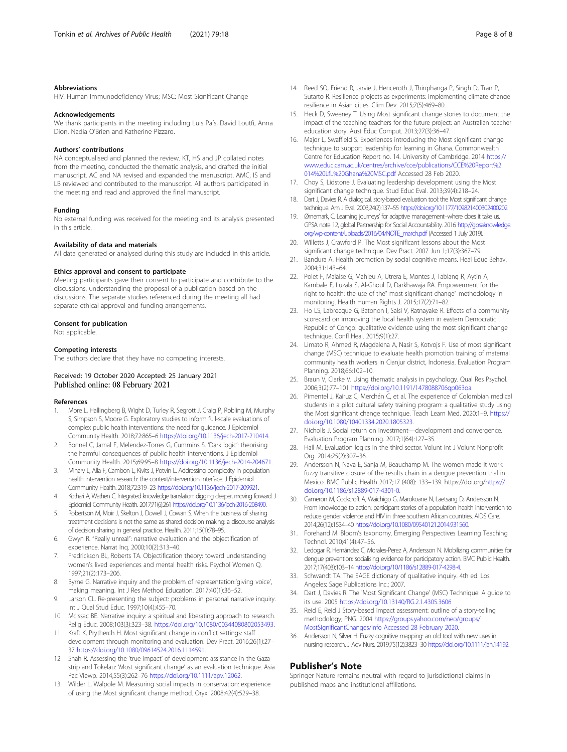### Abbreviations

HIV: Human Immunodeficiency Virus; MSC: Most Significant Change

### Acknowledgements

We thank participants in the meeting including Luis País, David Loutfi, Anna Dion, Nadia O'Brien and Katherine Pizzaro.

### Authors' contributions

NA conceptualised and planned the review. KT, HS and JP collated notes from the meeting, conducted the thematic analysis, and drafted the initial manuscript. AC and NA revised and expanded the manuscript. AMC, IS and LB reviewed and contributed to the manuscript. All authors participated in the meeting and read and approved the final manuscript.

### Funding

No external funding was received for the meeting and its analysis presented in this article.

### Availability of data and materials

All data generated or analysed during this study are included in this article.

### Ethics approval and consent to participate

Meeting participants gave their consent to participate and contribute to the discussions, understanding the proposal of a publication based on the discussions. The separate studies referenced during the meeting all had separate ethical approval and funding arrangements.

### Consent for publication

Not applicable.

### Competing interests

The authors declare that they have no competing interests.

Received: 19 October 2020 Accepted: 25 January 2021
Published online: 08 February 2021

### References

1. More L, Hallingberg B, Wight D, Turley R, Segrott J, Craig P, Robling M, Murphy S, Simpson S, Moore G. Exploratory studies to inform full-scale evaluations of complex public health interventions: the need for guidance. J Epidemiol Community Health. 2018;72:865–6 https://doi.org/10.1136/jech-2017-210414.
2. Bonnel C, Jamal F, Melendez-Torres G, Cummins S. 'Dark logic': theorising the harmful consequences of public health interventions. J Epidemiol Community Health. 2015;69:95–8 https://doi.org/10.1136/jech-2014-204671.
3. Minary L, Alla F, Cambon L, Kivits J, Potvin L. Addressing complexity in population health intervention research: the context/intervention interface. J Epidemiol Community Health. 2018;72:319–23 https://doi.org/10.1136/jech-2017-209921.
4. Kothari A, Wathen C. Integrated knowledge translation: digging deeper, moving forward. J Epidemiol Community Health. 2017;71(6):261 https://doi.org/10.1136/jech-2016-208490.
5. Robertson M, Moir J, Skelton J, Dowell J, Cowan S. When the business of sharing treatment decisions is not the same as shared decision making: a discourse analysis of decision sharing in general practice. Health. 2011;15(1):78–95.
6. Gwyn R. "Really unreal": narrative evaluation and the objectification of experience. Narrat Inq. 2000;10(2):313–40.
7. Fredrickson BL, Roberts TA. Objectification theory: toward understanding women's lived experiences and mental health risks. Psychol Women Q. 1997;21(2):173–206.
8. Byrne G. Narrative inquiry and the problem of representation:'giving voice', making meaning. Int J Res Method Education. 2017;40(1):36–52.
9. Larson CL. Re-presenting the subject: problems in personal narrative inquiry. Int J Qual Stud Educ. 1997;10(4):455–70.
10. McIssac BE. Narrative inquiry: a spiritual and liberating approach to research. Relig Educ. 2008;103(3):323–38. https://doi.org/10.1080/00344080802053493.
11. Kraft K, Prytherch H. Most significant change in conflict settings: staff development through monitoring and evaluation. Dev Pract. 2016;26(1):27–37 https://doi.org/10.1080/09614524.2016.1114591.
12. Shah R. Assessing the 'true impact' of development assistance in the Gaza strip and Tokelau: 'Most significant change' as an evaluation technique. Asia Pac Viewp. 2014;55(3):262–76 https://doi.org/10.1111/apv.12062.
13. Wilder L, Walpole M. Measuring social impacts in conservation: experience of using the Most significant change method. Oryx. 2008;42(4):529–38.
14. Reed SO, Friend R, Jarvie J, Henceroth J, Thinphanga P, Singh D, Tran P, Sutarto R. Resilience projects as experiments: implementing climate change resilience in Asian cities. Clim Dev. 2015;7(5):469–80.
15. Heck D, Sweeney T. Using Most significant change stories to document the impact of the teaching teachers for the future project: an Australian teacher education story. Aust Educ Comput. 2013;27(3):36–47.
16. Major L, Swaffield S. Experiences introducing the Most significant change technique to support leadership for learning in Ghana. Commonwealth Centre for Education Report no. 14. University of Cambridge. 2014 https://www.educ.cam.ac.uk/centres/archive/cce/publications/CCE%20Report%2014%20LfL%20Ghana%20MSC.pdf Accessed 28 Feb 2020.
17. Choy S, Lidstone J. Evaluating leadership development using the Most significant change technique. Stud Educ Eval. 2013;39(4):218–24.
18. Dart J, Davies R. A dialogical, story-based evaluation tool: the Most significant change technique. Am J Eval. 2003;24(2):137–55 https://doi.org/10.1177/109821400302400202.
19. Ørnemark, C. Learning journeys' for adaptive management–where does it take us. GPSA note 12, global Partnership for Social Accountability. 2016 http://gpsaknowledge.org/wp-content/uploads/2016/04/NOTE_march.pdf (Accessed 1 July 2019).
20. Willetts J, Crawford P. The Most significant lessons about the Most significant change technique. Dev Pract. 2007 Jun 1;17(3):367–79.
21. Bandura A. Health promotion by social cognitive means. Heal Educ Behav. 2004;31:143–64.
22. Polet F, Malaise G, Mahieu A, Utrera E, Montes J, Tablang R, Aytin A, Kambale E, Luzala S, Al-Ghoul D, Darkhawaja RA. Empowerment for the right to health: the use of the" most significant change" methodology in monitoring. Health Human Rights J. 2015;17(2):71–82.
23. Ho LS, Labrecque G, Batonon I, Salsi V, Ratnayake R. Effects of a community scorecard on improving the local health system in eastern Democratic Republic of Congo: qualitative evidence using the most significant change technique. Confl Heal. 2015;9(1):27.
24. Limato R, Ahmed R, Magdalena A, Nasir S, Kotvojs F. Use of most significant change (MSC) technique to evaluate health promotion training of maternal community health workers in Cianjur district, Indonesia. Evaluation Program Planning. 2018;66:102–10.
25. Braun V, Clarke V. Using thematic analysis in psychology. Qual Res Psychol. 2006;3(2):77–101 https://doi.org/10.1191/1478088706qp063oa.
26. Pimentel J, Kairuz C, Merchán C, et al. The experience of Colombian medical students in a pilot cultural safety training program: a qualitative study using the Most significant change technique. Teach Learn Med. 2020:1–9. https://doi.org/10.1080/10401334.2020.1805323.
27. Nicholls J. Social return on investment—development and convergence. Evaluation Program Planning. 2017;1(64):127–35.
28. Hall M. Evaluation logics in the third sector. Volunt Int J Volunt Nonprofit Org. 2014;25(2):307–36.
29. Andersson N, Nava E, Sanja M, Beauchamp M. The women made it work: fuzzy transitive closure of the results chain in a dengue prevention trial in Mexico. BMC Public Health 2017;17 (408): 133–139. https://doi.org/https://doi.org/10.1186/s12889-017-4301-0.
30. Cameron M, Cockcroft A, Waichigo G, Marokoane N, Laetsang D, Andersson N. From knowledge to action: participant stories of a population health intervention to reduce gender violence and HIV in three southern African countries. AIDS Care. 2014;26(12):1534–40 https://doi.org/10.1080/09540121.2014.931560.
31. Forehand M. Bloom's taxonomy. Emerging Perspectives Learning Teaching Technol. 2010;41(4):47–56.
32. Ledogar R, Hernández C, Morales-Perez A, Andersson N. Mobilizing communities for dengue prevention: socialising evidence for participatory action. BMC Public Health. 2017;17(403):103–14 https://doi.org/10/1186/s12889-017-4298-4.
33. Schwandt TA. The SAGE dictionary of qualitative inquiry. 4th ed. Los Angeles: Sage Publications Inc.; 2007.
34. Dart J, Davies R. The 'Most Significant Change' (MSC) Technique: A guide to its use. 2005 https://doi.org/10.13140/RG.2.1.4305.3606
35. Reid E, Reid J Story-based impact assessment: outline of a story-telling methodology; PNG. 2004 https://groups.yahoo.com/neo/groups/MostSignificantChanges/info Accessed 28 February 2020.
36. Andersson N, Silver H. Fuzzy cognitive mapping: an old tool with new uses in nursing research. J Adv Nurs. 2019;75(12):3823–30 https://doi.org/10.1111/jan.14192.

## Publisher's Note

Springer Nature remains neutral with regard to jurisdictional claims in published maps and institutional affiliations.